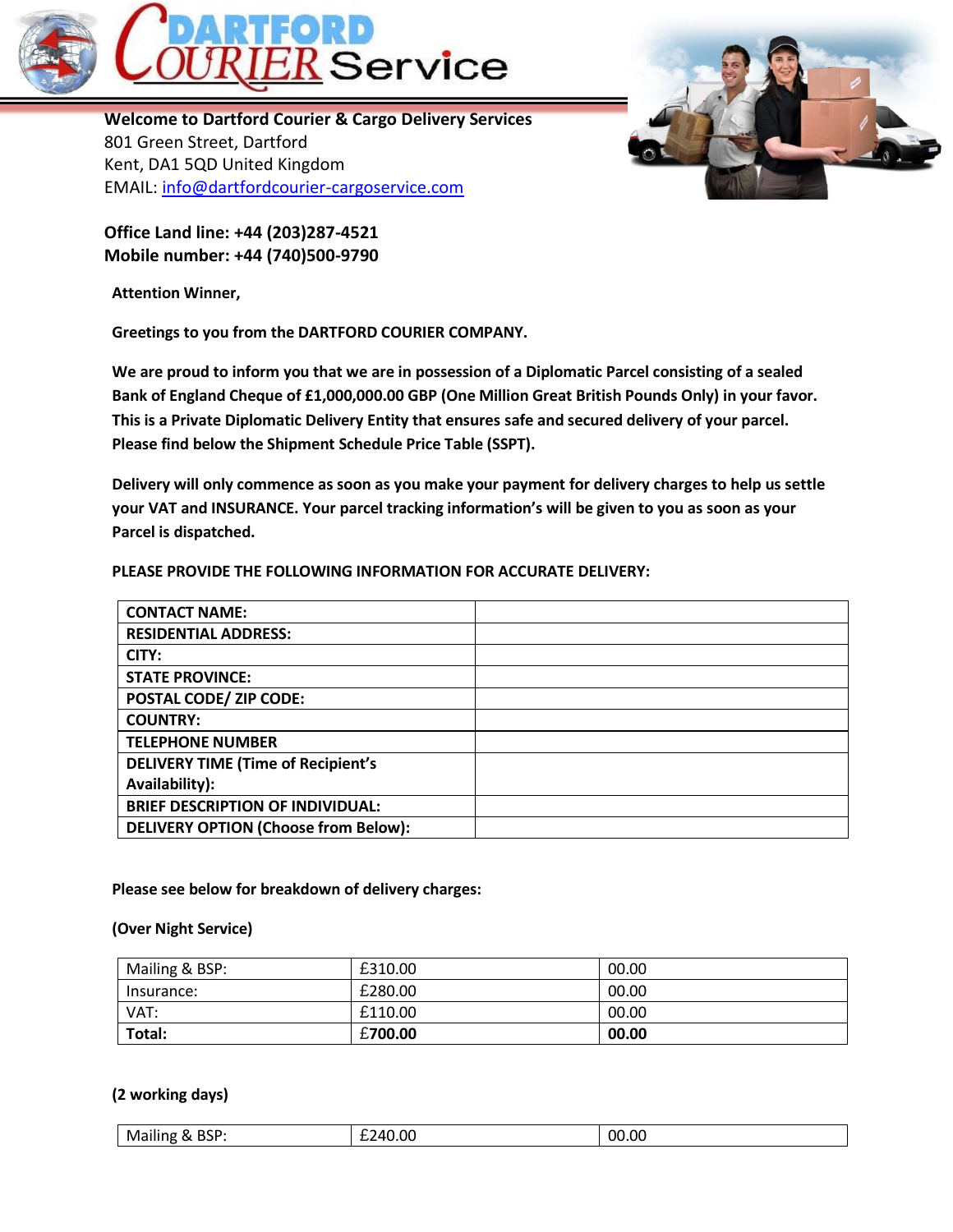# DARTFORD COURIER Service

**Welcome to Dartford Courier & Cargo Delivery Services**
801 Green Street, Dartford
Kent, DA1 5QD United Kingdom
EMAIL: info@dartfordcourier-cargoservice.com

**Office Land line: +44 (203)287-4521**
**Mobile number: +44 (740)500-9790**

**Attention Winner,**

**Greetings to you from the DARTFORD COURIER COMPANY.**

**We are proud to inform you that we are in possession of a Diplomatic Parcel consisting of a sealed Bank of England Cheque of £1,000,000.00 GBP (One Million Great British Pounds Only) in your favor. This is a Private Diplomatic Delivery Entity that ensures safe and secured delivery of your parcel. Please find below the Shipment Schedule Price Table (SSPT).**

**Delivery will only commence as soon as you make your payment for delivery charges to help us settle your VAT and INSURANCE. Your parcel tracking information's will be given to you as soon as your Parcel is dispatched.**

**PLEASE PROVIDE THE FOLLOWING INFORMATION FOR ACCURATE DELIVERY:**

| | |
|---|---|
| **CONTACT NAME:** | |
| **RESIDENTIAL ADDRESS:** | |
| **CITY:** | |
| **STATE PROVINCE:** | |
| **POSTAL CODE/ ZIP CODE:** | |
| **COUNTRY:** | |
| **TELEPHONE NUMBER** | |
| **DELIVERY TIME (Time of Recipient's Availability):** | |
| **BRIEF DESCRIPTION OF INDIVIDUAL:** | |
| **DELIVERY OPTION (Choose from Below):** | |

**Please see below for breakdown of delivery charges:**

**(Over Night Service)**

| | | |
|---|---|---|
| Mailing & BSP: | £310.00 | 00.00 |
| Insurance: | £280.00 | 00.00 |
| VAT: | £110.00 | 00.00 |
| **Total:** | **£700.00** | **00.00** |

**(2 working days)**

| | | |
|---|---|---|
| Mailing & BSP: | £240.00 | 00.00 |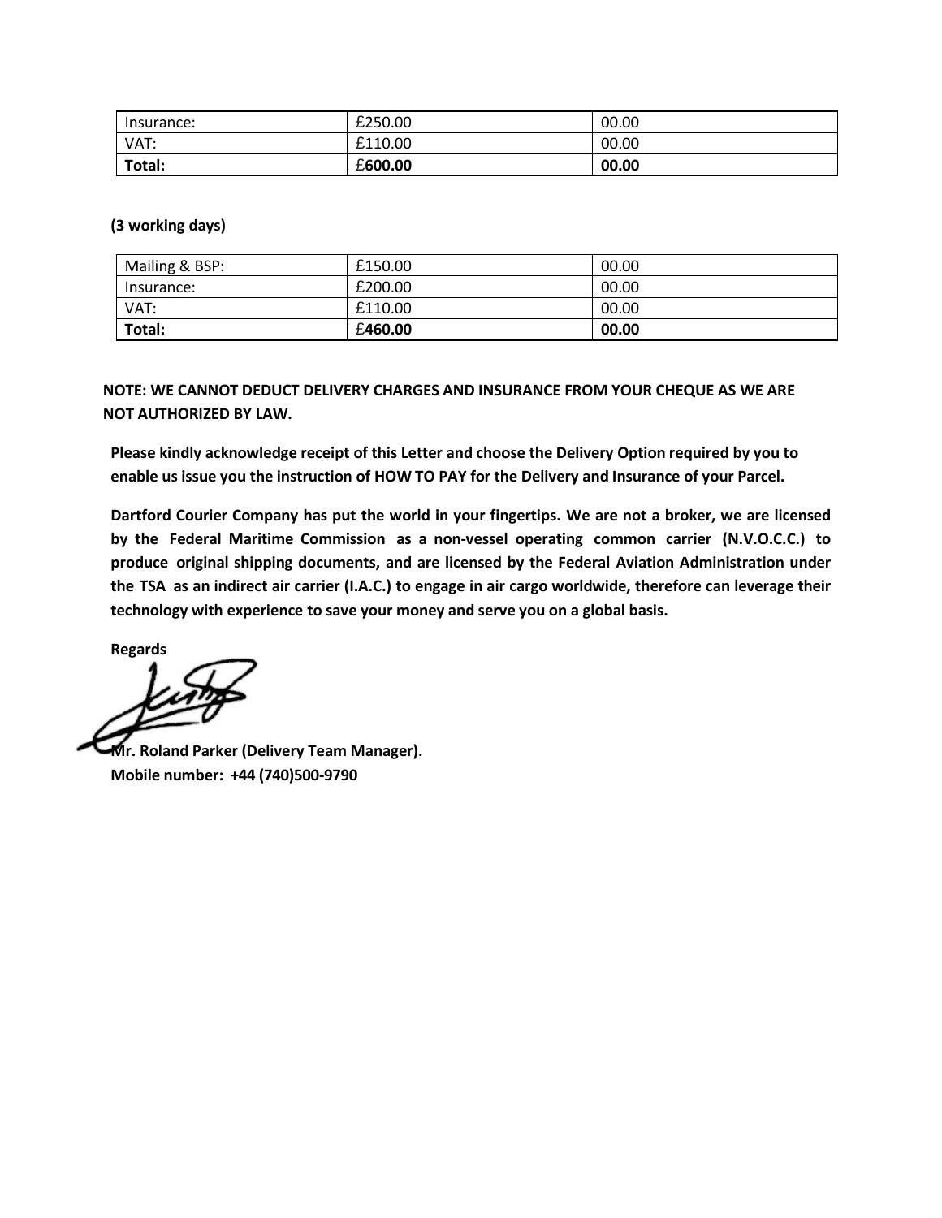| | | |
|---|---|---|
| Insurance: | £250.00 | 00.00 |
| VAT: | £110.00 | 00.00 |
| **Total:** | £**600.00** | **00.00** |

**(3 working days)**

| | | |
|---|---|---|
| Mailing & BSP: | £150.00 | 00.00 |
| Insurance: | £200.00 | 00.00 |
| VAT: | £110.00 | 00.00 |
| **Total:** | £**460.00** | **00.00** |

**NOTE: WE CANNOT DEDUCT DELIVERY CHARGES AND INSURANCE FROM YOUR CHEQUE AS WE ARE NOT AUTHORIZED BY LAW.**

**Please kindly acknowledge receipt of this Letter and choose the Delivery Option required by you to enable us issue you the instruction of HOW TO PAY for the Delivery and Insurance of your Parcel.**

**Dartford Courier Company has put the world in your fingertips. We are not a broker, we are licensed by the Federal Maritime Commission as a non-vessel operating common carrier (N.V.O.C.C.) to produce original shipping documents, and are licensed by the Federal Aviation Administration under the TSA as an indirect air carrier (I.A.C.) to engage in air cargo worldwide, therefore can leverage their technology with experience to save your money and serve you on a global basis.**

**Regards**

**Mr. Roland Parker (Delivery Team Manager).**
**Mobile number: +44 (740)500-9790**